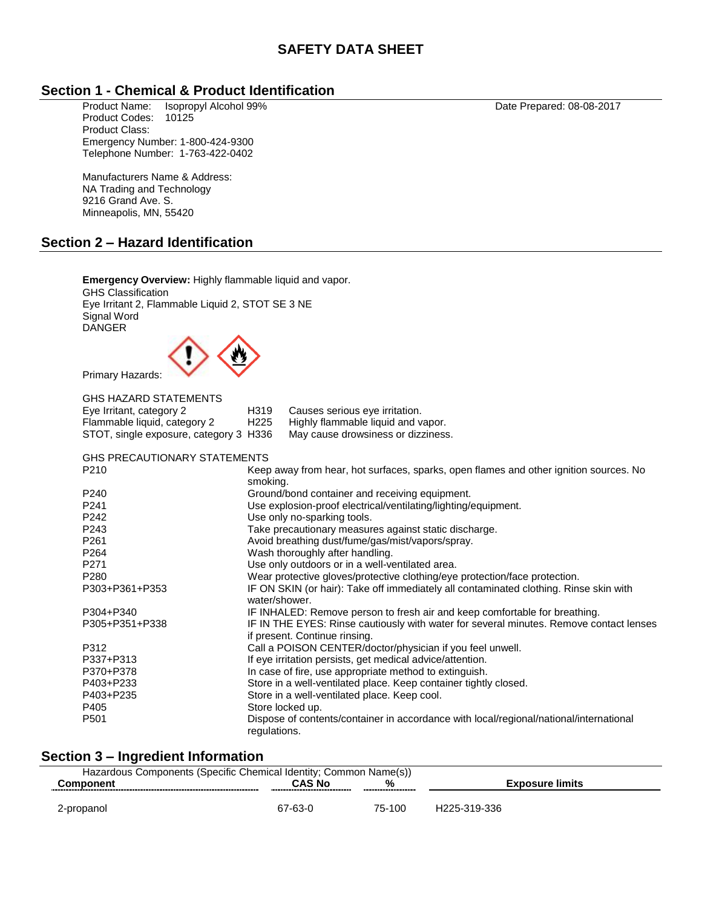# SAFETY DATA SHEET

## Section 1 - Chemical & Product Identification

Product Name: Isopropyl Alcohol 99%

Date Prepared: 08-08-2017

Product Codes: 10125

Product Class:

Emergency Number: 1-800-424-9300

Telephone Number: 1-763-422-0402

Manufacturers Name & Address:
NA Trading and Technology
9216 Grand Ave. S.
Minneapolis, MN, 55420

## Section 2 – Hazard Identification

**Emergency Overview:** Highly flammable liquid and vapor.

GHS Classification

Eye Irritant 2, Flammable Liquid 2, STOT SE 3 NE

Signal Word

DANGER

Primary Hazards:

GHS HAZARD STATEMENTS

| | | |
|---|---|---|
| Eye Irritant, category 2 | H319 | Causes serious eye irritation. |
| Flammable liquid, category 2 | H225 | Highly flammable liquid and vapor. |
| STOT, single exposure, category 3 | H336 | May cause drowsiness or dizziness. |

GHS PRECAUTIONARY STATEMENTS

| | |
|---|---|
| P210 | Keep away from hear, hot surfaces, sparks, open flames and other ignition sources. No smoking. |
| P240 | Ground/bond container and receiving equipment. |
| P241 | Use explosion-proof electrical/ventilating/lighting/equipment. |
| P242 | Use only no-sparking tools. |
| P243 | Take precautionary measures against static discharge. |
| P261 | Avoid breathing dust/fume/gas/mist/vapors/spray. |
| P264 | Wash thoroughly after handling. |
| P271 | Use only outdoors or in a well-ventilated area. |
| P280 | Wear protective gloves/protective clothing/eye protection/face protection. |
| P303+P361+P353 | IF ON SKIN (or hair): Take off immediately all contaminated clothing. Rinse skin with water/shower. |
| P304+P340 | IF INHALED: Remove person to fresh air and keep comfortable for breathing. |
| P305+P351+P338 | IF IN THE EYES: Rinse cautiously with water for several minutes. Remove contact lenses if present. Continue rinsing. |
| P312 | Call a POISON CENTER/doctor/physician if you feel unwell. |
| P337+P313 | If eye irritation persists, get medical advice/attention. |
| P370+P378 | In case of fire, use appropriate method to extinguish. |
| P403+P233 | Store in a well-ventilated place. Keep container tightly closed. |
| P403+P235 | Store in a well-ventilated place. Keep cool. |
| P405 | Store locked up. |
| P501 | Dispose of contents/container in accordance with local/regional/national/international regulations. |

## Section 3 – Ingredient Information

Hazardous Components (Specific Chemical Identity; Common Name(s))

| Component | CAS No | % | Exposure limits |
|---|---|---|---|
| 2-propanol | 67-63-0 | 75-100 | H225-319-336 |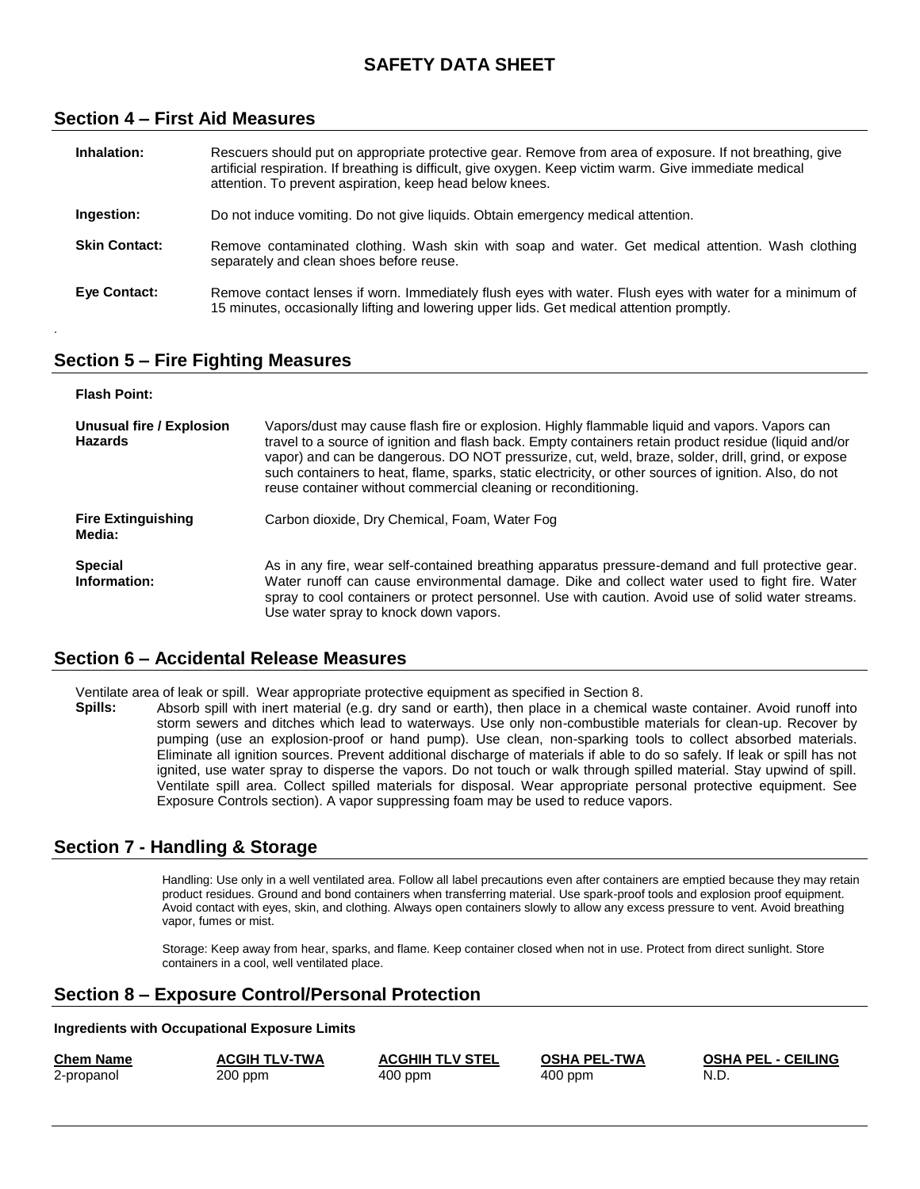# SAFETY DATA SHEET

## Section 4 – First Aid Measures

**Inhalation:** Rescuers should put on appropriate protective gear. Remove from area of exposure. If not breathing, give artificial respiration. If breathing is difficult, give oxygen. Keep victim warm. Give immediate medical attention. To prevent aspiration, keep head below knees.

**Ingestion:** Do not induce vomiting. Do not give liquids. Obtain emergency medical attention.

**Skin Contact:** Remove contaminated clothing. Wash skin with soap and water. Get medical attention. Wash clothing separately and clean shoes before reuse.

**Eye Contact:** Remove contact lenses if worn. Immediately flush eyes with water. Flush eyes with water for a minimum of 15 minutes, occasionally lifting and lowering upper lids. Get medical attention promptly.

## Section 5 – Fire Fighting Measures

**Flash Point:**

**Unusual fire / Explosion Hazards** Vapors/dust may cause flash fire or explosion. Highly flammable liquid and vapors. Vapors can travel to a source of ignition and flash back. Empty containers retain product residue (liquid and/or vapor) and can be dangerous. DO NOT pressurize, cut, weld, braze, solder, drill, grind, or expose such containers to heat, flame, sparks, static electricity, or other sources of ignition. Also, do not reuse container without commercial cleaning or reconditioning.

**Fire Extinguishing Media:** Carbon dioxide, Dry Chemical, Foam, Water Fog

**Special Information:** As in any fire, wear self-contained breathing apparatus pressure-demand and full protective gear. Water runoff can cause environmental damage. Dike and collect water used to fight fire. Water spray to cool containers or protect personnel. Use with caution. Avoid use of solid water streams. Use water spray to knock down vapors.

## Section 6 – Accidental Release Measures

Ventilate area of leak or spill. Wear appropriate protective equipment as specified in Section 8.

**Spills:** Absorb spill with inert material (e.g. dry sand or earth), then place in a chemical waste container. Avoid runoff into storm sewers and ditches which lead to waterways. Use only non-combustible materials for clean-up. Recover by pumping (use an explosion-proof or hand pump). Use clean, non-sparking tools to collect absorbed materials. Eliminate all ignition sources. Prevent additional discharge of materials if able to do so safely. If leak or spill has not ignited, use water spray to disperse the vapors. Do not touch or walk through spilled material. Stay upwind of spill. Ventilate spill area. Collect spilled materials for disposal. Wear appropriate personal protective equipment. See Exposure Controls section). A vapor suppressing foam may be used to reduce vapors.

## Section 7 - Handling & Storage

Handling: Use only in a well ventilated area. Follow all label precautions even after containers are emptied because they may retain product residues. Ground and bond containers when transferring material. Use spark-proof tools and explosion proof equipment. Avoid contact with eyes, skin, and clothing. Always open containers slowly to allow any excess pressure to vent. Avoid breathing vapor, fumes or mist.

Storage: Keep away from hear, sparks, and flame. Keep container closed when not in use. Protect from direct sunlight. Store containers in a cool, well ventilated place.

## Section 8 – Exposure Control/Personal Protection

**Ingredients with Occupational Exposure Limits**

| Chem Name | ACGIH TLV-TWA | ACGHIH TLV STEL | OSHA PEL-TWA | OSHA PEL - CEILING |
|---|---|---|---|---|
| 2-propanol | 200 ppm | 400 ppm | 400 ppm | N.D. |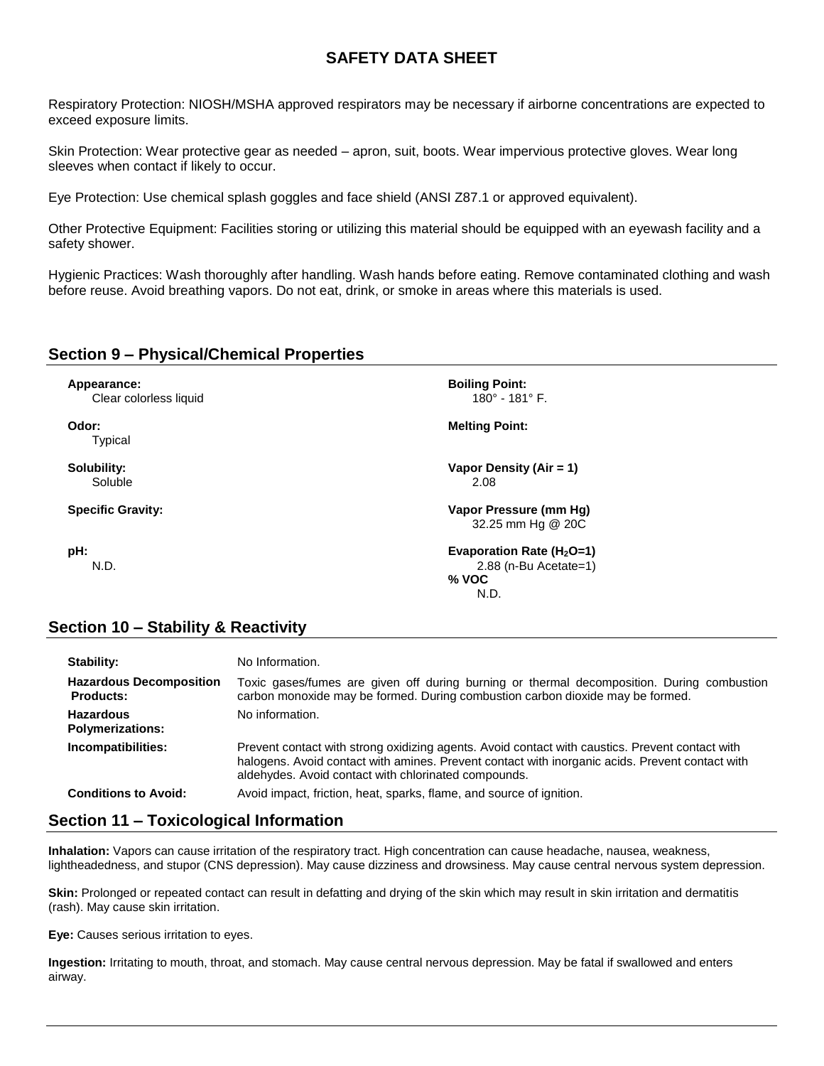Respiratory Protection: NIOSH/MSHA approved respirators may be necessary if airborne concentrations are expected to exceed exposure limits.

Skin Protection: Wear protective gear as needed – apron, suit, boots. Wear impervious protective gloves. Wear long sleeves when contact if likely to occur.

Eye Protection: Use chemical splash goggles and face shield (ANSI Z87.1 or approved equivalent).

Other Protective Equipment: Facilities storing or utilizing this material should be equipped with an eyewash facility and a safety shower.

Hygienic Practices: Wash thoroughly after handling. Wash hands before eating. Remove contaminated clothing and wash before reuse. Avoid breathing vapors. Do not eat, drink, or smoke in areas where this materials is used.

## Section 9 – Physical/Chemical Properties

**Appearance:**
Clear colorless liquid

**Odor:**
Typical

**Solubility:**
Soluble

**Specific Gravity:**

**pH:**
N.D.

**Boiling Point:**
180° - 181° F.

**Melting Point:**

**Vapor Density (Air = 1)**
2.08

**Vapor Pressure (mm Hg)**
32.25 mm Hg @ 20C

**Evaporation Rate ($H_2O$=1)**
2.88 (n-Bu Acetate=1)

**% VOC**
N.D.

## Section 10 – Stability & Reactivity

| | |
|---|---|
| **Stability:** | No Information. |
| **Hazardous Decomposition Products:** | Toxic gases/fumes are given off during burning or thermal decomposition. During combustion carbon monoxide may be formed. During combustion carbon dioxide may be formed. |
| **Hazardous Polymerizations:** | No information. |
| **Incompatibilities:** | Prevent contact with strong oxidizing agents. Avoid contact with caustics. Prevent contact with halogens. Avoid contact with amines. Prevent contact with inorganic acids. Prevent contact with aldehydes. Avoid contact with chlorinated compounds. |
| **Conditions to Avoid:** | Avoid impact, friction, heat, sparks, flame, and source of ignition. |

## Section 11 – Toxicological Information

**Inhalation:** Vapors can cause irritation of the respiratory tract. High concentration can cause headache, nausea, weakness, lightheadedness, and stupor (CNS depression). May cause dizziness and drowsiness. May cause central nervous system depression.

**Skin:** Prolonged or repeated contact can result in defatting and drying of the skin which may result in skin irritation and dermatitis (rash). May cause skin irritation.

**Eye:** Causes serious irritation to eyes.

**Ingestion:** Irritating to mouth, throat, and stomach. May cause central nervous depression. May be fatal if swallowed and enters airway.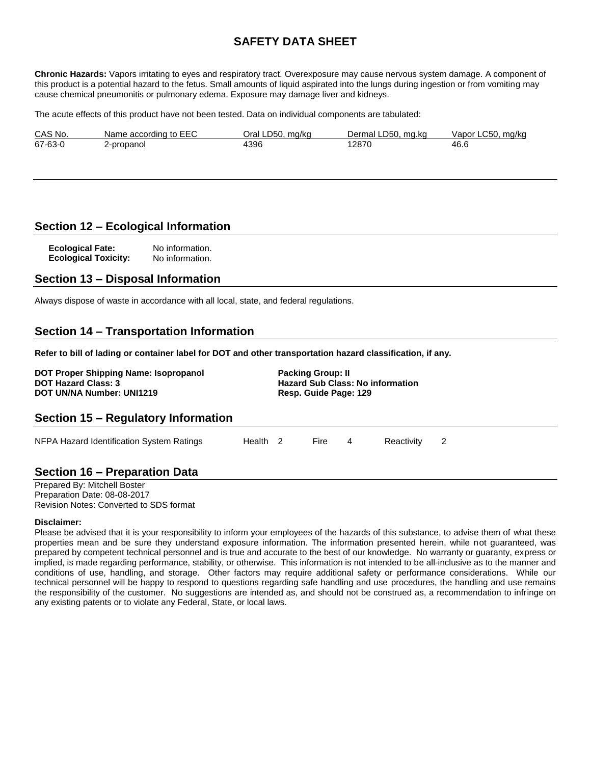# SAFETY DATA SHEET

**Chronic Hazards:** Vapors irritating to eyes and respiratory tract. Overexposure may cause nervous system damage. A component of this product is a potential hazard to the fetus. Small amounts of liquid aspirated into the lungs during ingestion or from vomiting may cause chemical pneumonitis or pulmonary edema. Exposure may damage liver and kidneys.

The acute effects of this product have not been tested. Data on individual components are tabulated:

| CAS No. | Name according to EEC | Oral LD50, mg/kg | Dermal LD50, mg.kg | Vapor LC50, mg/kg |
|---|---|---|---|---|
| 67-63-0 | 2-propanol | 4396 | 12870 | 46.6 |

## Section 12 – Ecological Information

**Ecological Fate:** No information.
**Ecological Toxicity:** No information.

## Section 13 – Disposal Information

Always dispose of waste in accordance with all local, state, and federal regulations.

## Section 14 – Transportation Information

**Refer to bill of lading or container label for DOT and other transportation hazard classification, if any.**

**DOT Proper Shipping Name: Isopropanol**
**DOT Hazard Class: 3**
**DOT UN/NA Number: UNI1219**

**Packing Group: II**
**Hazard Sub Class: No information**
**Resp. Guide Page: 129**

## Section 15 – Regulatory Information

| NFPA Hazard Identification System Ratings | Health | 2 | Fire | 4 | Reactivity | 2 |
|---|---|---|---|---|---|---|

## Section 16 – Preparation Data

Prepared By: Mitchell Boster
Preparation Date: 08-08-2017
Revision Notes: Converted to SDS format

**Disclaimer:**

Please be advised that it is your responsibility to inform your employees of the hazards of this substance, to advise them of what these properties mean and be sure they understand exposure information. The information presented herein, while not guaranteed, was prepared by competent technical personnel and is true and accurate to the best of our knowledge. No warranty or guaranty, express or implied, is made regarding performance, stability, or otherwise. This information is not intended to be all-inclusive as to the manner and conditions of use, handling, and storage. Other factors may require additional safety or performance considerations. While our technical personnel will be happy to respond to questions regarding safe handling and use procedures, the handling and use remains the responsibility of the customer. No suggestions are intended as, and should not be construed as, a recommendation to infringe on any existing patents or to violate any Federal, State, or local laws.